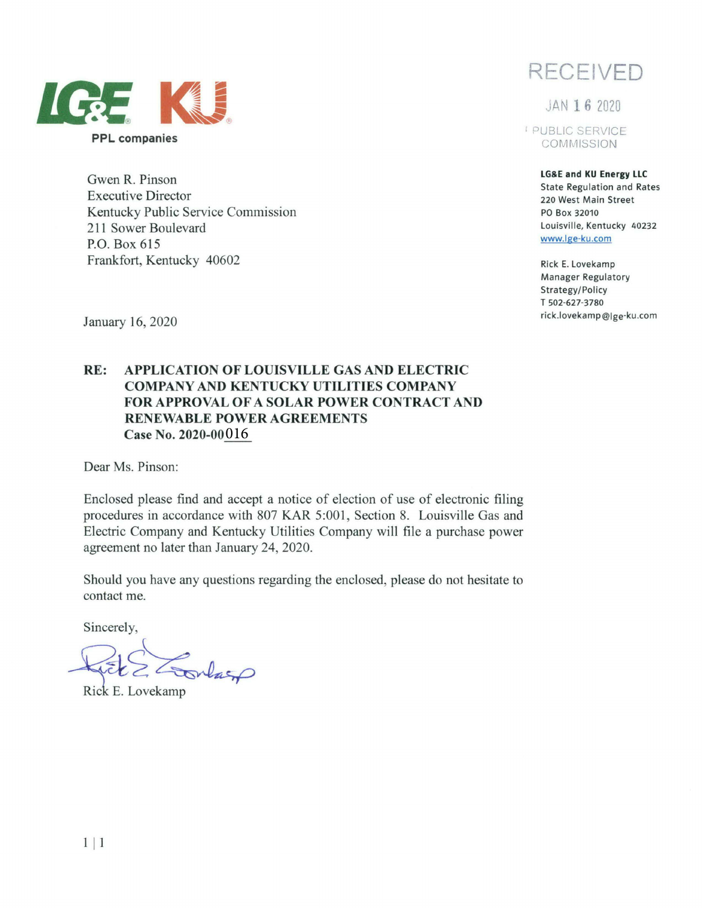LG&E KU

PPL companies

RECEIVED

JAN 16 2020

PUBLIC SERVICE COMMISSION

Gwen R. Pinson
Executive Director
Kentucky Public Service Commission
211 Sower Boulevard
P.O. Box 615
Frankfort, Kentucky 40602

**LG&E and KU Energy LLC**
State Regulation and Rates
220 West Main Street
PO Box 32010
Louisville, Kentucky 40232
www.lge-ku.com

Rick E. Lovekamp
Manager Regulatory Strategy/Policy
T 502-627-3780
rick.lovekamp@lge-ku.com

January 16, 2020

**RE: APPLICATION OF LOUISVILLE GAS AND ELECTRIC COMPANY AND KENTUCKY UTILITIES COMPANY FOR APPROVAL OF A SOLAR POWER CONTRACT AND RENEWABLE POWER AGREEMENTS**
**Case No. 2020-00016**

Dear Ms. Pinson:

Enclosed please find and accept a notice of election of use of electronic filing procedures in accordance with 807 KAR 5:001, Section 8. Louisville Gas and Electric Company and Kentucky Utilities Company will file a purchase power agreement no later than January 24, 2020.

Should you have any questions regarding the enclosed, please do not hesitate to contact me.

Sincerely,

Rick E. Lovekamp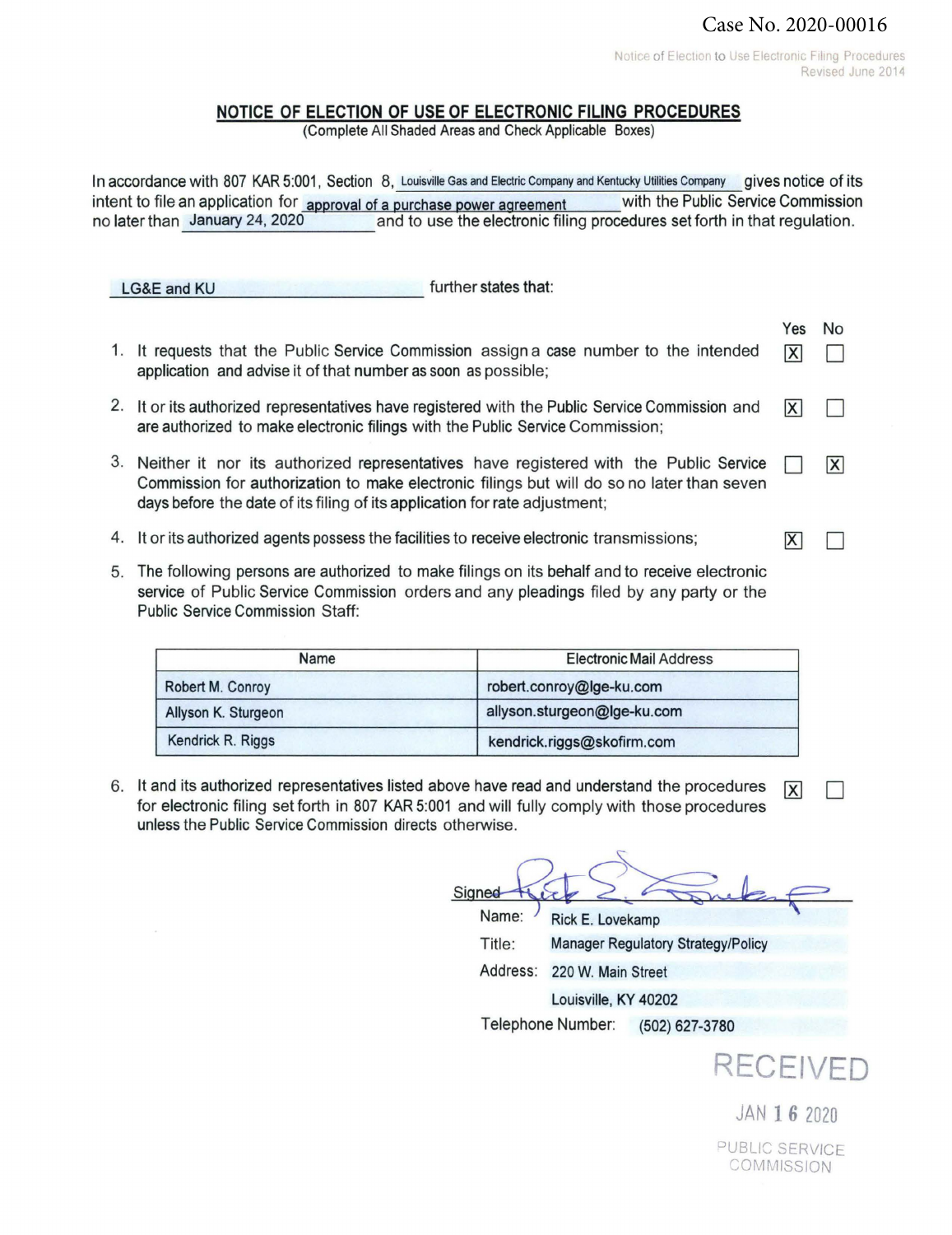Case No. 2020-00016

Notice of Election to Use Electronic Filing Procedures
Revised June 2014

## NOTICE OF ELECTION OF USE OF ELECTRONIC FILING PROCEDURES

(Complete All Shaded Areas and Check Applicable Boxes)

In accordance with 807 KAR 5:001, Section 8, Louisville Gas and Electric Company and Kentucky Utilities Company gives notice of its intent to file an application for approval of a purchase power agreement with the Public Service Commission no later than January 24, 2020 and to use the electronic filing procedures set forth in that regulation.

LG&E and KU further states that:

| | Yes | No |
|---|---|---|
| 1. It requests that the Public Service Commission assign a case number to the intended application and advise it of that number as soon as possible; | [X] | [ ] |
| 2. It or its authorized representatives have registered with the Public Service Commission and are authorized to make electronic filings with the Public Service Commission; | [X] | [ ] |
| 3. Neither it nor its authorized representatives have registered with the Public Service Commission for authorization to make electronic filings but will do so no later than seven days before the date of its filing of its application for rate adjustment; | [ ] | [X] |
| 4. It or its authorized agents possess the facilities to receive electronic transmissions; | [X] | [ ] |

5. The following persons are authorized to make filings on its behalf and to receive electronic service of Public Service Commission orders and any pleadings filed by any party or the Public Service Commission Staff:

| Name | Electronic Mail Address |
|---|---|
| Robert M. Conroy | robert.conroy@lge-ku.com |
| Allyson K. Sturgeon | allyson.sturgeon@lge-ku.com |
| Kendrick R. Riggs | kendrick.riggs@skofirm.com |

| | Yes | No |
|---|---|---|
| 6. It and its authorized representatives listed above have read and understand the procedures for electronic filing set forth in 807 KAR 5:001 and will fully comply with those procedures unless the Public Service Commission directs otherwise. | [X] | [ ] |

Signed [signature]

Name: Rick E. Lovekamp

Title: Manager Regulatory Strategy/Policy

Address: 220 W. Main Street

Louisville, KY 40202

Telephone Number: (502) 627-3780

RECEIVED

JAN 16 2020

PUBLIC SERVICE COMMISSION